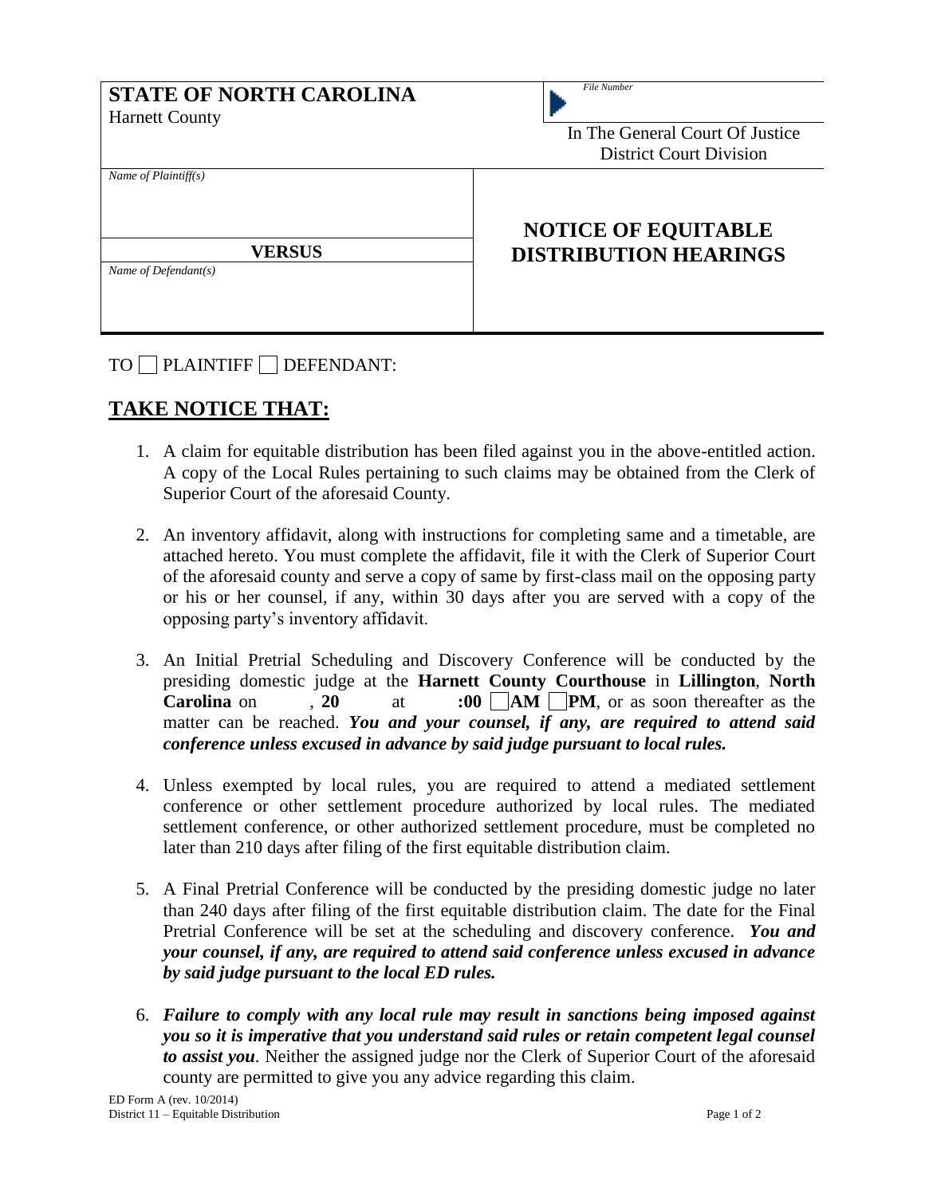**STATE OF NORTH CAROLINA**
Harnett County

*File Number*

In The General Court Of Justice
District Court Division

*Name of Plaintiff(s)*

**VERSUS**

*Name of Defendant(s)*

## NOTICE OF EQUITABLE DISTRIBUTION HEARINGS

TO ☐ PLAINTIFF ☐ DEFENDANT:

## TAKE NOTICE THAT:

1. A claim for equitable distribution has been filed against you in the above-entitled action. A copy of the Local Rules pertaining to such claims may be obtained from the Clerk of Superior Court of the aforesaid County.

2. An inventory affidavit, along with instructions for completing same and a timetable, are attached hereto. You must complete the affidavit, file it with the Clerk of Superior Court of the aforesaid county and serve a copy of same by first-class mail on the opposing party or his or her counsel, if any, within 30 days after you are served with a copy of the opposing party's inventory affidavit.

3. An Initial Pretrial Scheduling and Discovery Conference will be conducted by the presiding domestic judge at the **Harnett County Courthouse** in **Lillington**, **North Carolina** on , **20** at **:00** ☐ **AM** ☐ **PM**, or as soon thereafter as the matter can be reached. ***You and your counsel, if any, are required to attend said conference unless excused in advance by said judge pursuant to local rules.***

4. Unless exempted by local rules, you are required to attend a mediated settlement conference or other settlement procedure authorized by local rules. The mediated settlement conference, or other authorized settlement procedure, must be completed no later than 210 days after filing of the first equitable distribution claim.

5. A Final Pretrial Conference will be conducted by the presiding domestic judge no later than 240 days after filing of the first equitable distribution claim. The date for the Final Pretrial Conference will be set at the scheduling and discovery conference. ***You and your counsel, if any, are required to attend said conference unless excused in advance by said judge pursuant to the local ED rules.***

6. ***Failure to comply with any local rule may result in sanctions being imposed against you so it is imperative that you understand said rules or retain competent legal counsel to assist you***. Neither the assigned judge nor the Clerk of Superior Court of the aforesaid county are permitted to give you any advice regarding this claim.

ED Form A (rev. 10/2014)
District 11 – Equitable Distribution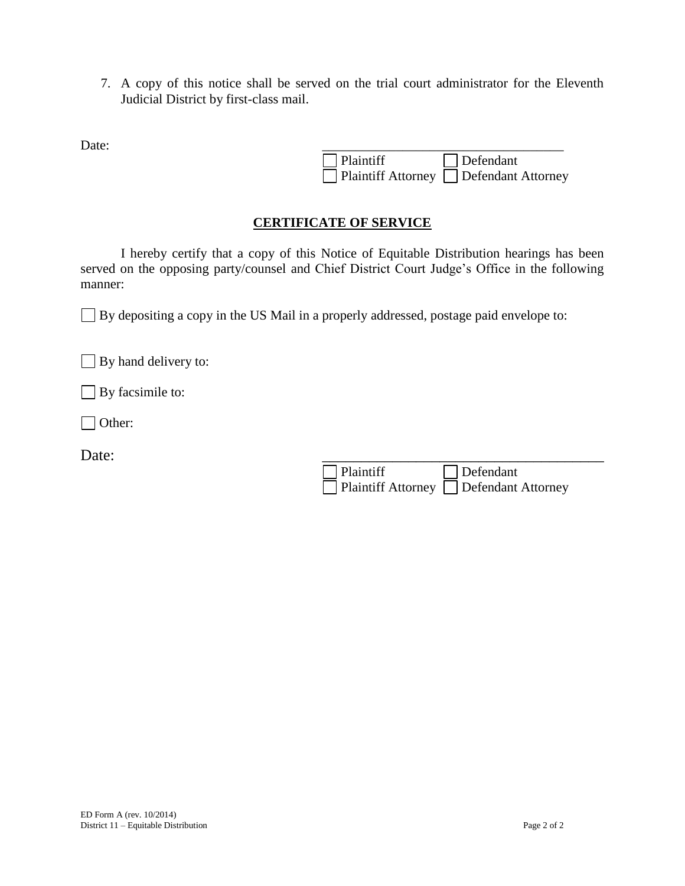7. A copy of this notice shall be served on the trial court administrator for the Eleventh Judicial District by first-class mail.

Date:

\_\_\_\_\_\_\_\_\_\_\_\_\_\_\_\_\_\_\_\_\_\_\_\_\_\_\_\_\_\_\_\_\_\_\_\_\_\_

☐ Plaintiff ☐ Defendant
☐ Plaintiff Attorney ☐ Defendant Attorney

## CERTIFICATE OF SERVICE

I hereby certify that a copy of this Notice of Equitable Distribution hearings has been served on the opposing party/counsel and Chief District Court Judge's Office in the following manner:

☐ By depositing a copy in the US Mail in a properly addressed, postage paid envelope to:

☐ By hand delivery to:

☐ By facsimile to:

☐ Other:

Date:

\_\_\_\_\_\_\_\_\_\_\_\_\_\_\_\_\_\_\_\_\_\_\_\_\_\_\_\_\_\_\_\_\_\_\_\_\_\_

☐ Plaintiff ☐ Defendant
☐ Plaintiff Attorney ☐ Defendant Attorney

ED Form A (rev. 10/2014)
District 11 – Equitable Distribution